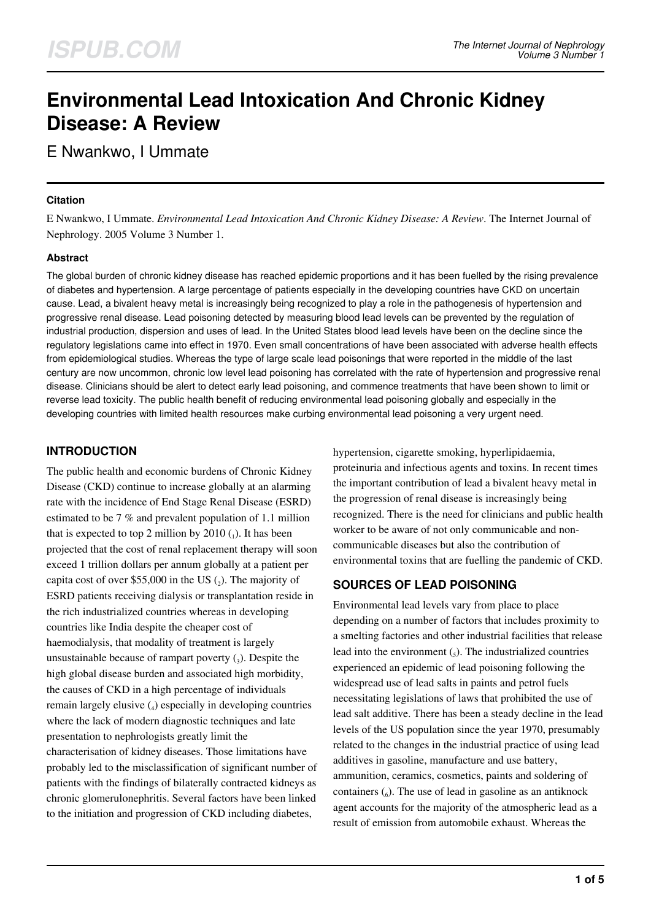# Environmental Lead Intoxication And Chronic Kidney Disease: A Review

E Nwankwo, I Ummate

### Citation

E Nwankwo, I Ummate. *Environmental Lead Intoxication And Chronic Kidney Disease: A Review*. The Internet Journal of Nephrology. 2005 Volume 3 Number 1.

### Abstract

The global burden of chronic kidney disease has reached epidemic proportions and it has been fuelled by the rising prevalence of diabetes and hypertension. A large percentage of patients especially in the developing countries have CKD on uncertain cause. Lead, a bivalent heavy metal is increasingly being recognized to play a role in the pathogenesis of hypertension and progressive renal disease. Lead poisoning detected by measuring blood lead levels can be prevented by the regulation of industrial production, dispersion and uses of lead. In the United States blood lead levels have been on the decline since the regulatory legislations came into effect in 1970. Even small concentrations of have been associated with adverse health effects from epidemiological studies. Whereas the type of large scale lead poisonings that were reported in the middle of the last century are now uncommon, chronic low level lead poisoning has correlated with the rate of hypertension and progressive renal disease. Clinicians should be alert to detect early lead poisoning, and commence treatments that have been shown to limit or reverse lead toxicity. The public health benefit of reducing environmental lead poisoning globally and especially in the developing countries with limited health resources make curbing environmental lead poisoning a very urgent need.

## INTRODUCTION

The public health and economic burdens of Chronic Kidney Disease (CKD) continue to increase globally at an alarming rate with the incidence of End Stage Renal Disease (ESRD) estimated to be 7 % and prevalent population of 1.1 million that is expected to top 2 million by 2010 (1). It has been projected that the cost of renal replacement therapy will soon exceed 1 trillion dollars per annum globally at a patient per capita cost of over $55,000 in the US (2). The majority of ESRD patients receiving dialysis or transplantation reside in the rich industrialized countries whereas in developing countries like India despite the cheaper cost of haemodialysis, that modality of treatment is largely unsustainable because of rampart poverty (3). Despite the high global disease burden and associated high morbidity, the causes of CKD in a high percentage of individuals remain largely elusive (4) especially in developing countries where the lack of modern diagnostic techniques and late presentation to nephrologists greatly limit the characterisation of kidney diseases. Those limitations have probably led to the misclassification of significant number of patients with the findings of bilaterally contracted kidneys as chronic glomerulonephritis. Several factors have been linked to the initiation and progression of CKD including diabetes, hypertension, cigarette smoking, hyperlipidaemia, proteinuria and infectious agents and toxins. In recent times the important contribution of lead a bivalent heavy metal in the progression of renal disease is increasingly being recognized. There is the need for clinicians and public health worker to be aware of not only communicable and non-communicable diseases but also the contribution of environmental toxins that are fuelling the pandemic of CKD.

## SOURCES OF LEAD POISONING

Environmental lead levels vary from place to place depending on a number of factors that includes proximity to a smelting factories and other industrial facilities that release lead into the environment (5). The industrialized countries experienced an epidemic of lead poisoning following the widespread use of lead salts in paints and petrol fuels necessitating legislations of laws that prohibited the use of lead salt additive. There has been a steady decline in the lead levels of the US population since the year 1970, presumably related to the changes in the industrial practice of using lead additives in gasoline, manufacture and use battery, ammunition, ceramics, cosmetics, paints and soldering of containers (6). The use of lead in gasoline as an antiknock agent accounts for the majority of the atmospheric lead as a result of emission from automobile exhaust. Whereas the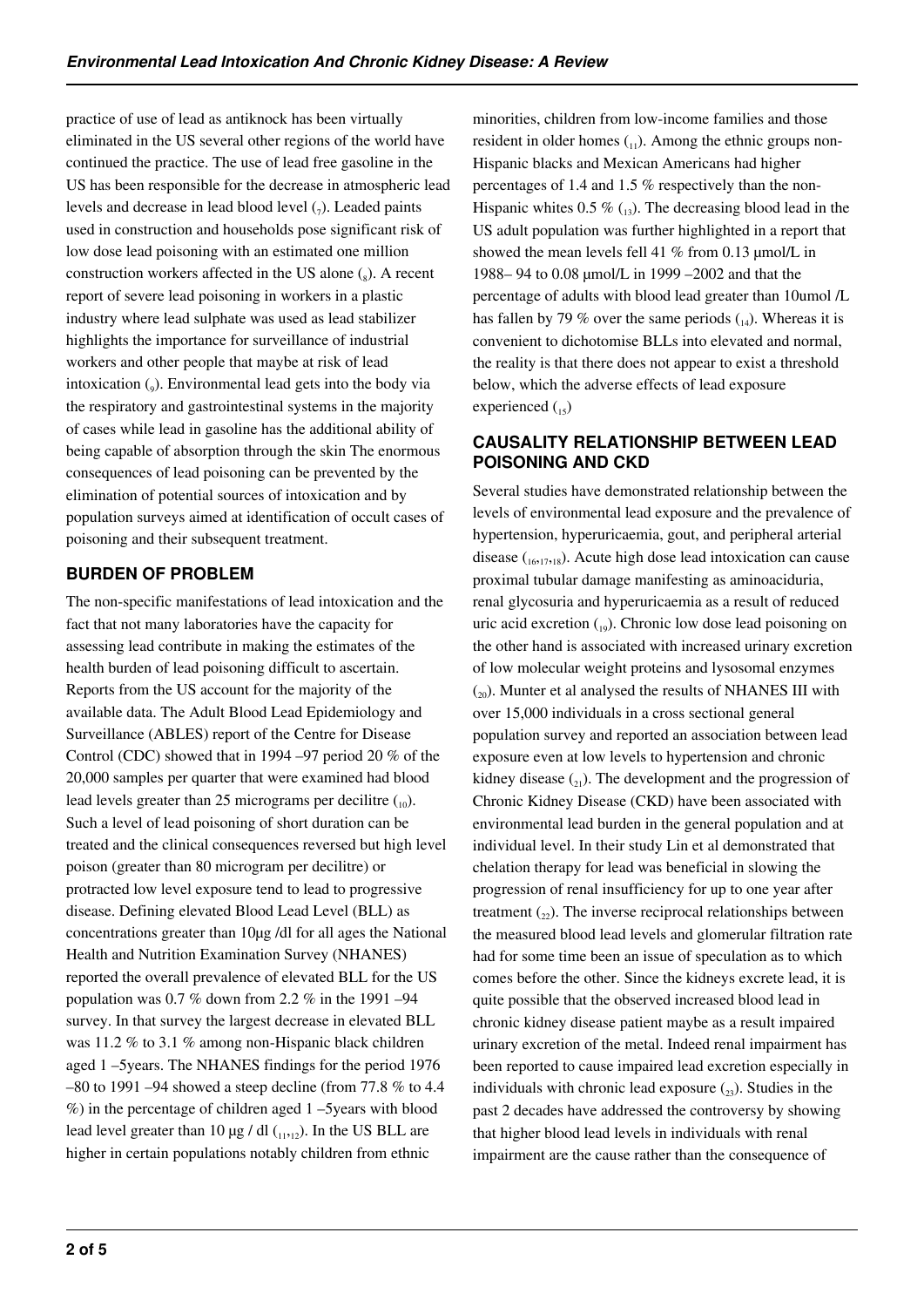practice of use of lead as antiknock has been virtually eliminated in the US several other regions of the world have continued the practice. The use of lead free gasoline in the US has been responsible for the decrease in atmospheric lead levels and decrease in lead blood level (7). Leaded paints used in construction and households pose significant risk of low dose lead poisoning with an estimated one million construction workers affected in the US alone (8). A recent report of severe lead poisoning in workers in a plastic industry where lead sulphate was used as lead stabilizer highlights the importance for surveillance of industrial workers and other people that maybe at risk of lead intoxication (9). Environmental lead gets into the body via the respiratory and gastrointestinal systems in the majority of cases while lead in gasoline has the additional ability of being capable of absorption through the skin The enormous consequences of lead poisoning can be prevented by the elimination of potential sources of intoxication and by population surveys aimed at identification of occult cases of poisoning and their subsequent treatment.

## BURDEN OF PROBLEM

The non-specific manifestations of lead intoxication and the fact that not many laboratories have the capacity for assessing lead contribute in making the estimates of the health burden of lead poisoning difficult to ascertain. Reports from the US account for the majority of the available data. The Adult Blood Lead Epidemiology and Surveillance (ABLES) report of the Centre for Disease Control (CDC) showed that in 1994 –97 period 20 % of the 20,000 samples per quarter that were examined had blood lead levels greater than 25 micrograms per decilitre (10). Such a level of lead poisoning of short duration can be treated and the clinical consequences reversed but high level poison (greater than 80 microgram per decilitre) or protracted low level exposure tend to lead to progressive disease. Defining elevated Blood Lead Level (BLL) as concentrations greater than 10µg /dl for all ages the National Health and Nutrition Examination Survey (NHANES) reported the overall prevalence of elevated BLL for the US population was 0.7 % down from 2.2 % in the 1991 –94 survey. In that survey the largest decrease in elevated BLL was 11.2 % to 3.1 % among non-Hispanic black children aged 1 –5years. The NHANES findings for the period 1976 –80 to 1991 –94 showed a steep decline (from 77.8 % to 4.4 %) in the percentage of children aged 1 –5years with blood lead level greater than 10 µg / dl (11,12). In the US BLL are higher in certain populations notably children from ethnic minorities, children from low-income families and those resident in older homes (11). Among the ethnic groups non-Hispanic blacks and Mexican Americans had higher percentages of 1.4 and 1.5 % respectively than the non-Hispanic whites 0.5 % (13). The decreasing blood lead in the US adult population was further highlighted in a report that showed the mean levels fell 41 % from 0.13 µmol/L in 1988– 94 to 0.08 µmol/L in 1999 –2002 and that the percentage of adults with blood lead greater than 10umol /L has fallen by 79 % over the same periods (14). Whereas it is convenient to dichotomise BLLs into elevated and normal, the reality is that there does not appear to exist a threshold below, which the adverse effects of lead exposure experienced (15)

## CAUSALITY RELATIONSHIP BETWEEN LEAD POISONING AND CKD

Several studies have demonstrated relationship between the levels of environmental lead exposure and the prevalence of hypertension, hyperuricaemia, gout, and peripheral arterial disease (16,17,18). Acute high dose lead intoxication can cause proximal tubular damage manifesting as aminoaciduria, renal glycosuria and hyperuricaemia as a result of reduced uric acid excretion (19). Chronic low dose lead poisoning on the other hand is associated with increased urinary excretion of low molecular weight proteins and lysosomal enzymes (20). Munter et al analysed the results of NHANES III with over 15,000 individuals in a cross sectional general population survey and reported an association between lead exposure even at low levels to hypertension and chronic kidney disease (21). The development and the progression of Chronic Kidney Disease (CKD) have been associated with environmental lead burden in the general population and at individual level. In their study Lin et al demonstrated that chelation therapy for lead was beneficial in slowing the progression of renal insufficiency for up to one year after treatment (22). The inverse reciprocal relationships between the measured blood lead levels and glomerular filtration rate had for some time been an issue of speculation as to which comes before the other. Since the kidneys excrete lead, it is quite possible that the observed increased blood lead in chronic kidney disease patient maybe as a result impaired urinary excretion of the metal. Indeed renal impairment has been reported to cause impaired lead excretion especially in individuals with chronic lead exposure (23). Studies in the past 2 decades have addressed the controversy by showing that higher blood lead levels in individuals with renal impairment are the cause rather than the consequence of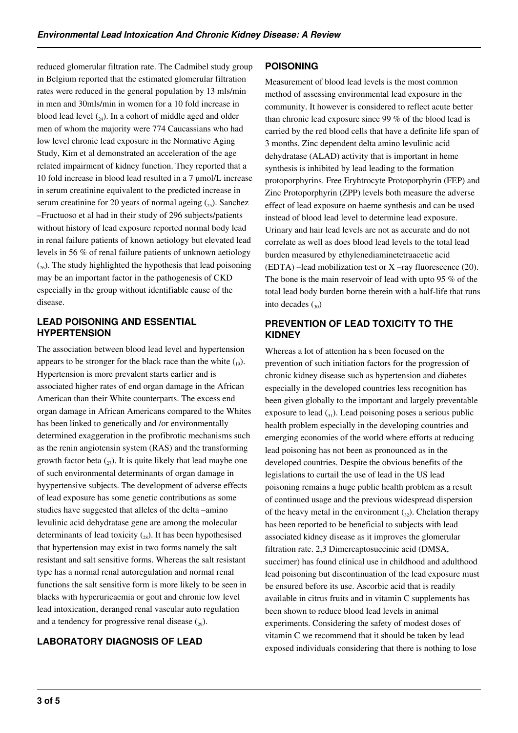reduced glomerular filtration rate. The Cadmibel study group in Belgium reported that the estimated glomerular filtration rates were reduced in the general population by 13 mls/min in men and 30mls/min in women for a 10 fold increase in blood lead level [24]. In a cohort of middle aged and older men of whom the majority were 774 Caucassians who had low level chronic lead exposure in the Normative Aging Study, Kim et al demonstrated an acceleration of the age related impairment of kidney function. They reported that a 10 fold increase in blood lead resulted in a 7 µmol/L increase in serum creatinine equivalent to the predicted increase in serum creatinine for 20 years of normal ageing [25]. Sanchez –Fructuoso et al had in their study of 296 subjects/patients without history of lead exposure reported normal body lead in renal failure patients of known aetiology but elevated lead levels in 56 % of renal failure patients of unknown aetiology [26]. The study highlighted the hypothesis that lead poisoning may be an important factor in the pathogenesis of CKD especially in the group without identifiable cause of the disease.

## LEAD POISONING AND ESSENTIAL HYPERTENSION

The association between blood lead level and hypertension appears to be stronger for the black race than the white [19]. Hypertension is more prevalent starts earlier and is associated higher rates of end organ damage in the African American than their White counterparts. The excess end organ damage in African Americans compared to the Whites has been linked to genetically and /or environmentally determined exaggeration in the profibrotic mechanisms such as the renin angiotensin system (RAS) and the transforming growth factor beta [27]. It is quite likely that lead maybe one of such environmental determinants of organ damage in hyypertensive subjects. The development of adverse effects of lead exposure has some genetic contributions as some studies have suggested that alleles of the delta –amino levulinic acid dehydratase gene are among the molecular determinants of lead toxicity [28]. It has been hypothesised that hypertension may exist in two forms namely the salt resistant and salt sensitive forms. Whereas the salt resistant type has a normal renal autoregulation and normal renal functions the salt sensitive form is more likely to be seen in blacks with hyperuricaemia or gout and chronic low level lead intoxication, deranged renal vascular auto regulation and a tendency for progressive renal disease [29].

## LABORATORY DIAGNOSIS OF LEAD POISONING

Measurement of blood lead levels is the most common method of assessing environmental lead exposure in the community. It however is considered to reflect acute better than chronic lead exposure since 99 % of the blood lead is carried by the red blood cells that have a definite life span of 3 months. Zinc dependent delta amino levulinic acid dehydratase (ALAD) activity that is important in heme synthesis is inhibited by lead leading to the formation protoporphyrins. Free Eryhtrocyte Protoporphyrin (FEP) and Zinc Protoporphyrin (ZPP) levels both measure the adverse effect of lead exposure on haeme synthesis and can be used instead of blood lead level to determine lead exposure. Urinary and hair lead levels are not as accurate and do not correlate as well as does blood lead levels to the total lead burden measured by ethylenediaminetetraacetic acid (EDTA) –lead mobilization test or X –ray fluorescence (20). The bone is the main reservoir of lead with upto 95 % of the total lead body burden borne therein with a half-life that runs into decades [30]

## PREVENTION OF LEAD TOXICITY TO THE KIDNEY

Whereas a lot of attention ha s been focused on the prevention of such initiation factors for the progression of chronic kidney disease such as hypertension and diabetes especially in the developed countries less recognition has been given globally to the important and largely preventable exposure to lead [31]. Lead poisoning poses a serious public health problem especially in the developing countries and emerging economies of the world where efforts at reducing lead poisoning has not been as pronounced as in the developed countries. Despite the obvious benefits of the legislations to curtail the use of lead in the US lead poisoning remains a huge public health problem as a result of continued usage and the previous widespread dispersion of the heavy metal in the environment [32]. Chelation therapy has been reported to be beneficial to subjects with lead associated kidney disease as it improves the glomerular filtration rate. 2,3 Dimercaptosuccinic acid (DMSA, succimer) has found clinical use in childhood and adulthood lead poisoning but discontinuation of the lead exposure must be ensured before its use. Ascorbic acid that is readily available in citrus fruits and in vitamin C supplements has been shown to reduce blood lead levels in animal experiments. Considering the safety of modest doses of vitamin C we recommend that it should be taken by lead exposed individuals considering that there is nothing to lose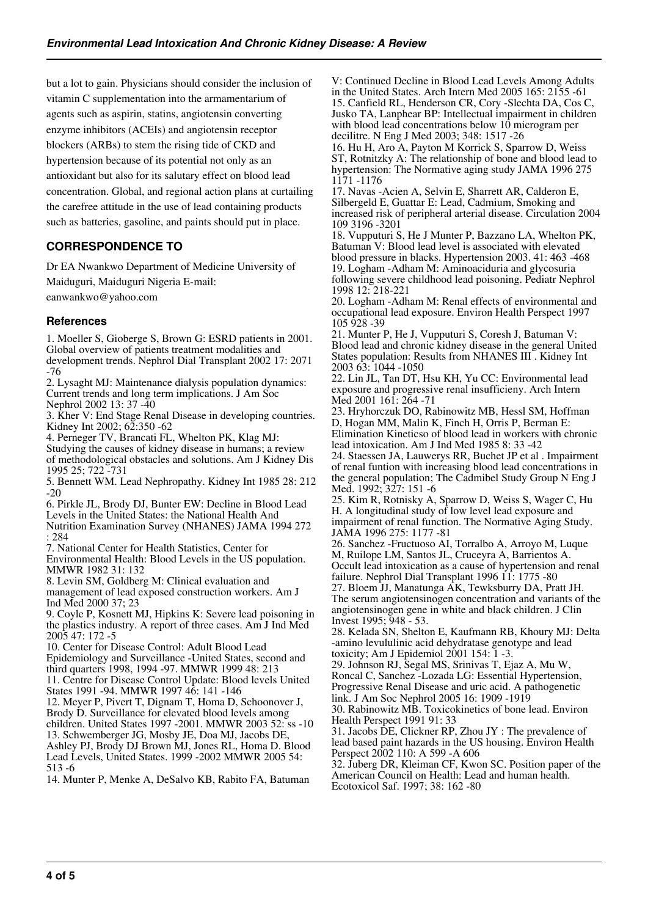but a lot to gain. Physicians should consider the inclusion of vitamin C supplementation into the armamentarium of agents such as aspirin, statins, angiotensin converting enzyme inhibitors (ACEIs) and angiotensin receptor blockers (ARBs) to stem the rising tide of CKD and hypertension because of its potential not only as an antioxidant but also for its salutary effect on blood lead concentration. Global, and regional action plans at curtailing the carefree attitude in the use of lead containing products such as batteries, gasoline, and paints should put in place.

## CORRESPONDENCE TO

Dr EA Nwankwo Department of Medicine University of Maiduguri, Maiduguri Nigeria E-mail: eanwankwo@yahoo.com

### References

1. Moeller S, Gioberge S, Brown G: ESRD patients in 2001. Global overview of patients treatment modalities and development trends. Nephrol Dial Transplant 2002 17: 2071 -76
2. Lysaght MJ: Maintenance dialysis population dynamics: Current trends and long term implications. J Am Soc Nephrol 2002 13: 37 -40
3. Kher V: End Stage Renal Disease in developing countries. Kidney Int 2002; 62:350 -62
4. Perneger TV, Brancati FL, Whelton PK, Klag MJ: Studying the causes of kidney disease in humans; a review of methodological obstacles and solutions. Am J Kidney Dis 1995 25; 722 -731
5. Bennett WM. Lead Nephropathy. Kidney Int 1985 28: 212 -20
6. Pirkle JL, Brody DJ, Bunter EW: Decline in Blood Lead Levels in the United States: the National Health And Nutrition Examination Survey (NHANES) JAMA 1994 272 : 284
7. National Center for Health Statistics, Center for Environmental Health: Blood Levels in the US population. MMWR 1982 31: 132
8. Levin SM, Goldberg M: Clinical evaluation and management of lead exposed construction workers. Am J Ind Med 2000 37; 23
9. Coyle P, Kosnett MJ, Hipkins K: Severe lead poisoning in the plastics industry. A report of three cases. Am J Ind Med 2005 47: 172 -5
10. Center for Disease Control: Adult Blood Lead Epidemiology and Surveillance -United States, second and third quarters 1998, 1994 -97. MMWR 1999 48: 213
11. Centre for Disease Control Update: Blood levels United States 1991 -94. MMWR 1997 46: 141 -146
12. Meyer P, Pivert T, Dignam T, Homa D, Schoonover J, Brody D. Surveillance for elevated blood levels among children. United States 1997 -2001. MMWR 2003 52: ss -10
13. Schwemberger JG, Mosby JE, Doa MJ, Jacobs DE, Ashley PJ, Brody DJ Brown MJ, Jones RL, Homa D. Blood Lead Levels, United States. 1999 -2002 MMWR 2005 54: 513 -6
14. Munter P, Menke A, DeSalvo KB, Rabito FA, Batuman V: Continued Decline in Blood Lead Levels Among Adults in the United States. Arch Intern Med 2005 165: 2155 -61
15. Canfield RL, Henderson CR, Cory -Slechta DA, Cos C, Jusko TA, Lanphear BP: Intellectual impairment in children with blood lead concentrations below 10 microgram per decilitre. N Eng J Med 2003; 348: 1517 -26
16. Hu H, Aro A, Payton M Korrick S, Sparrow D, Weiss ST, Rotnitzky A: The relationship of bone and blood lead to hypertension: The Normative aging study JAMA 1996 275 1171 -1176
17. Navas -Acien A, Selvin E, Sharrett AR, Calderon E, Silbergeld E, Guattar E: Lead, Cadmium, Smoking and increased risk of peripheral arterial disease. Circulation 2004 109 3196 -3201
18. Vupputuri S, He J Munter P, Bazzano LA, Whelton PK, Batuman V: Blood lead level is associated with elevated blood pressure in blacks. Hypertension 2003. 41: 463 -468
19. Logham -Adham M: Aminoaciduria and glycosuria following severe childhood lead poisoning. Pediatr Nephrol 1998 12: 218-221
20. Logham -Adham M: Renal effects of environmental and occupational lead exposure. Environ Health Perspect 1997 105 928 -39
21. Munter P, He J, Vupputuri S, Coresh J, Batuman V: Blood lead and chronic kidney disease in the general United States population: Results from NHANES III . Kidney Int 2003 63: 1044 -1050
22. Lin JL, Tan DT, Hsu KH, Yu CC: Environmental lead exposure and progressive renal insufficieny. Arch Intern Med 2001 161: 264 -71
23. Hryhorczuk DO, Rabinowitz MB, Hessl SM, Hoffman D, Hogan MM, Malin K, Finch H, Orris P, Berman E: Elimination Kineticso of blood lead in workers with chronic lead intoxication. Am J Ind Med 1985 8: 33 -42
24. Staessen JA, Lauwerys RR, Buchet JP et al . Impairment of renal funtion with increasing blood lead concentrations in the general population; The Cadmibel Study Group N Eng J Med. 1992; 327: 151 -6
25. Kim R, Rotnisky A, Sparrow D, Weiss S, Wager C, Hu H. A longitudinal study of low level lead exposure and impairment of renal function. The Normative Aging Study. JAMA 1996 275: 1177 -81
26. Sanchez -Fructuoso AI, Torralbo A, Arroyo M, Luque M, Ruilope LM, Santos JL, Cruceyra A, Barrientos A. Occult lead intoxication as a cause of hypertension and renal failure. Nephrol Dial Transplant 1996 11: 1775 -80
27. Bloem JJ, Manatunga AK, Tewksburry DA, Pratt JH. The serum angiotensinogen concentration and variants of the angiotensinogen gene in white and black children. J Clin Invest 1995; 948 - 53.
28. Kelada SN, Shelton E, Kaufmann RB, Khoury MJ: Delta -amino levululinic acid dehydratase genotype and lead toxicity; Am J Epidemiol 2001 154: 1 -3.
29. Johnson RJ, Segal MS, Srinivas T, Ejaz A, Mu W, Roncal C, Sanchez -Lozada LG: Essential Hypertension, Progressive Renal Disease and uric acid. A pathogenetic link. J Am Soc Nephrol 2005 16: 1909 -1919
30. Rabinowitz MB. Toxicokinetics of bone lead. Environ Health Perspect 1991 91: 33
31. Jacobs DE, Clickner RP, Zhou JY : The prevalence of lead based paint hazards in the US housing. Environ Health Perspect 2002 110: A 599 -A 606
32. Juberg DR, Kleiman CF, Kwon SC. Position paper of the American Council on Health: Lead and human health. Ecotoxicol Saf. 1997; 38: 162 -80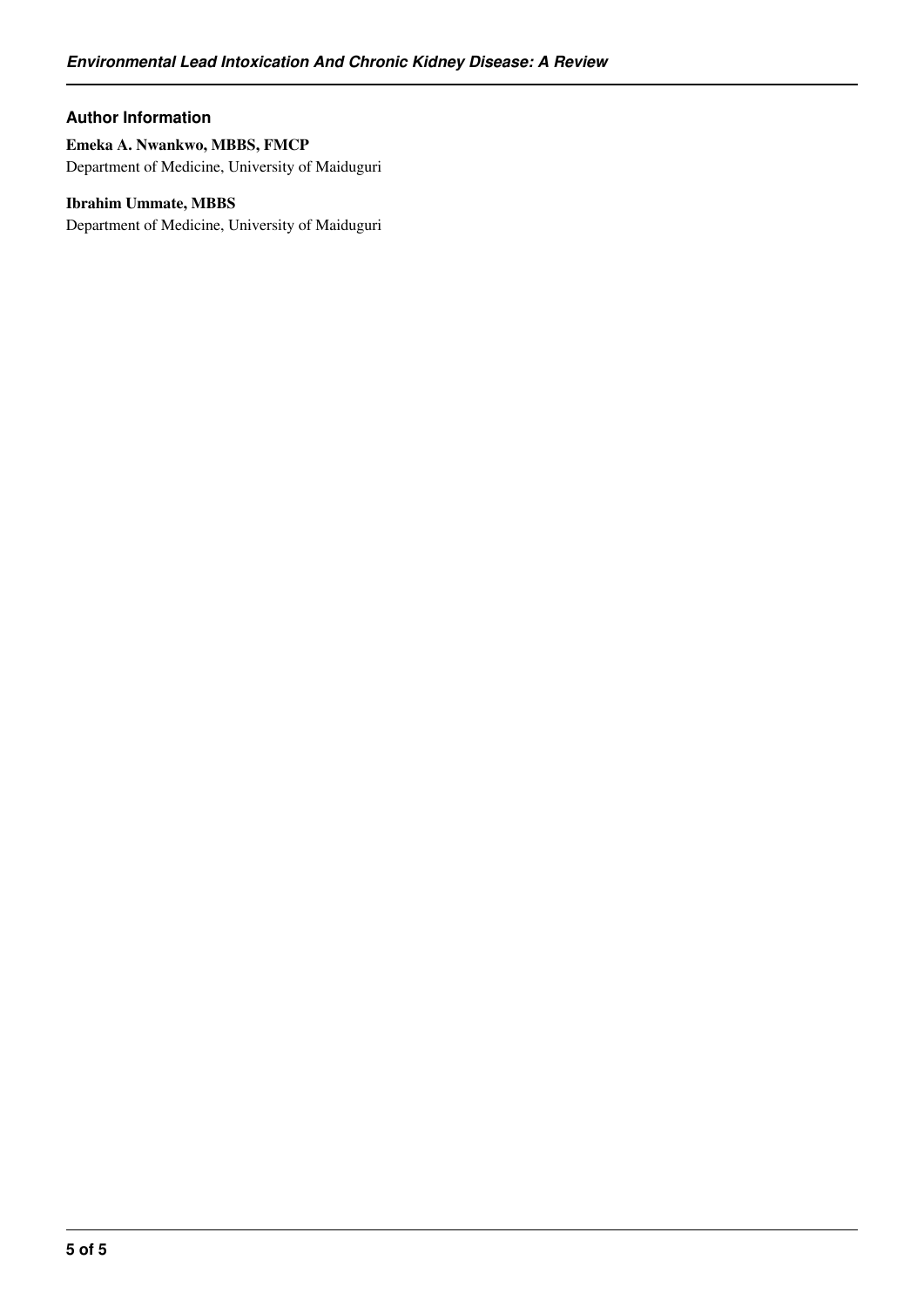## Author Information

**Emeka A. Nwankwo, MBBS, FMCP**
Department of Medicine, University of Maiduguri

**Ibrahim Ummate, MBBS**
Department of Medicine, University of Maiduguri